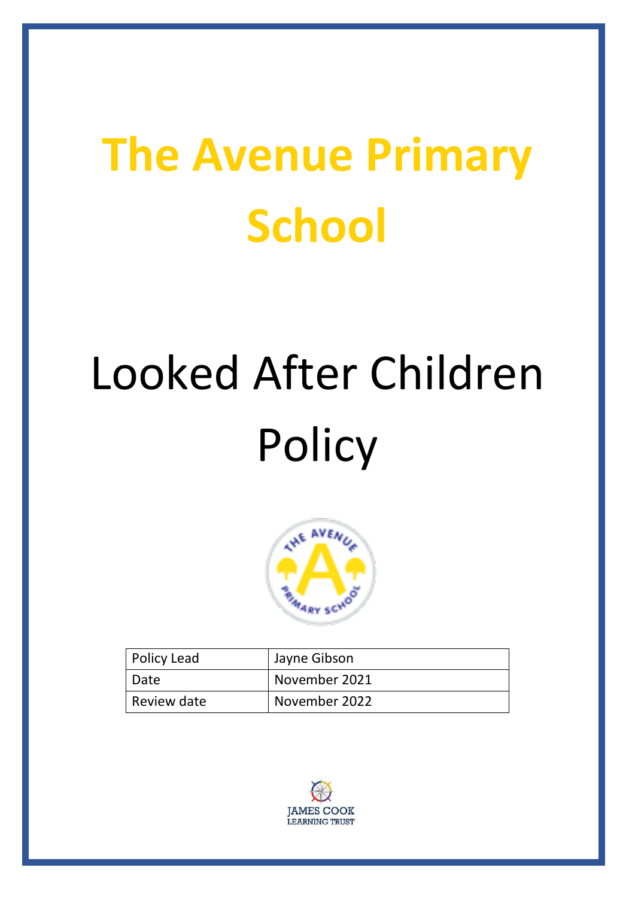# The Avenue Primary School

# Looked After Children Policy

| Policy Lead | Jayne Gibson |
|---|---|
| Date | November 2021 |
| Review date | November 2022 |

JAMES COOK LEARNING TRUST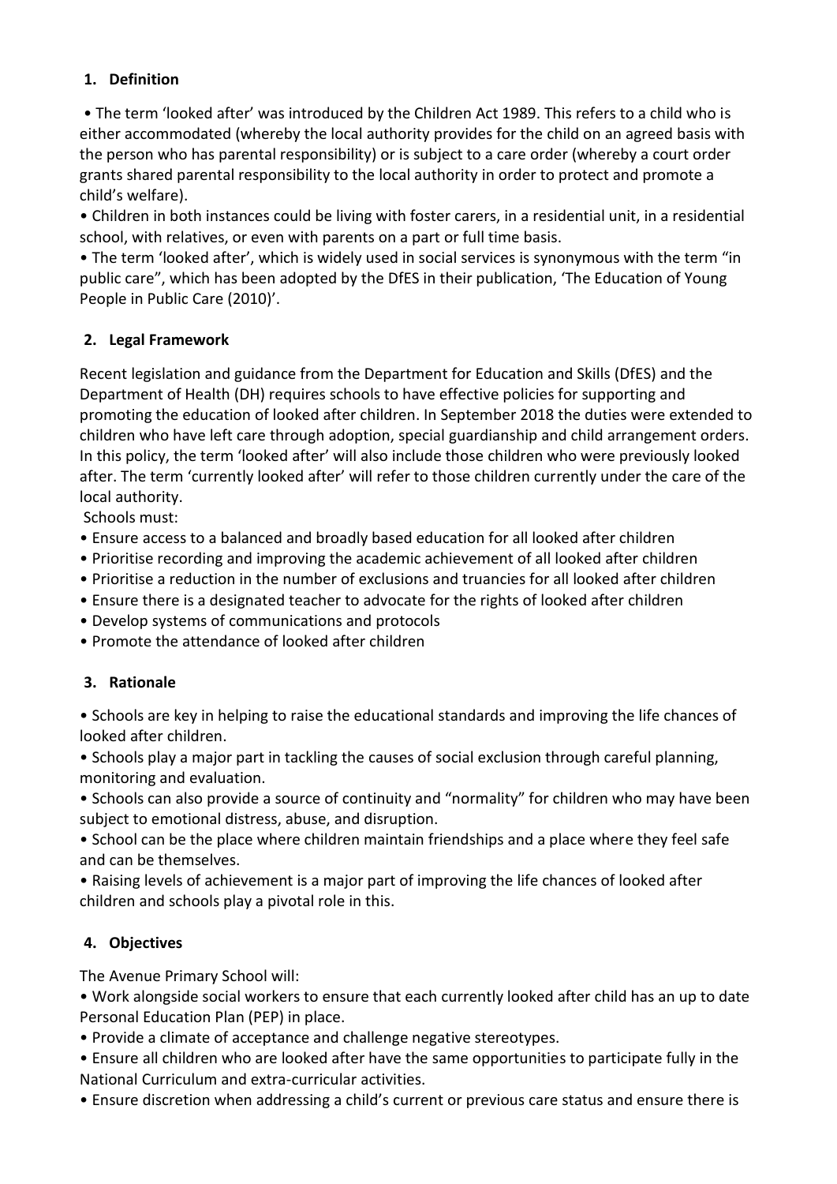## 1. Definition

• The term 'looked after' was introduced by the Children Act 1989. This refers to a child who is either accommodated (whereby the local authority provides for the child on an agreed basis with the person who has parental responsibility) or is subject to a care order (whereby a court order grants shared parental responsibility to the local authority in order to protect and promote a child's welfare).

• Children in both instances could be living with foster carers, in a residential unit, in a residential school, with relatives, or even with parents on a part or full time basis.

• The term 'looked after', which is widely used in social services is synonymous with the term "in public care", which has been adopted by the DfES in their publication, 'The Education of Young People in Public Care (2010)'.

## 2. Legal Framework

Recent legislation and guidance from the Department for Education and Skills (DfES) and the Department of Health (DH) requires schools to have effective policies for supporting and promoting the education of looked after children. In September 2018 the duties were extended to children who have left care through adoption, special guardianship and child arrangement orders. In this policy, the term 'looked after' will also include those children who were previously looked after. The term 'currently looked after' will refer to those children currently under the care of the local authority.

Schools must:

- Ensure access to a balanced and broadly based education for all looked after children
- Prioritise recording and improving the academic achievement of all looked after children
- Prioritise a reduction in the number of exclusions and truancies for all looked after children
- Ensure there is a designated teacher to advocate for the rights of looked after children
- Develop systems of communications and protocols
- Promote the attendance of looked after children

## 3. Rationale

- Schools are key in helping to raise the educational standards and improving the life chances of looked after children.
- Schools play a major part in tackling the causes of social exclusion through careful planning, monitoring and evaluation.
- Schools can also provide a source of continuity and "normality" for children who may have been subject to emotional distress, abuse, and disruption.
- School can be the place where children maintain friendships and a place where they feel safe and can be themselves.
- Raising levels of achievement is a major part of improving the life chances of looked after children and schools play a pivotal role in this.

## 4. Objectives

The Avenue Primary School will:

- Work alongside social workers to ensure that each currently looked after child has an up to date Personal Education Plan (PEP) in place.
- Provide a climate of acceptance and challenge negative stereotypes.
- Ensure all children who are looked after have the same opportunities to participate fully in the National Curriculum and extra-curricular activities.
- Ensure discretion when addressing a child's current or previous care status and ensure there is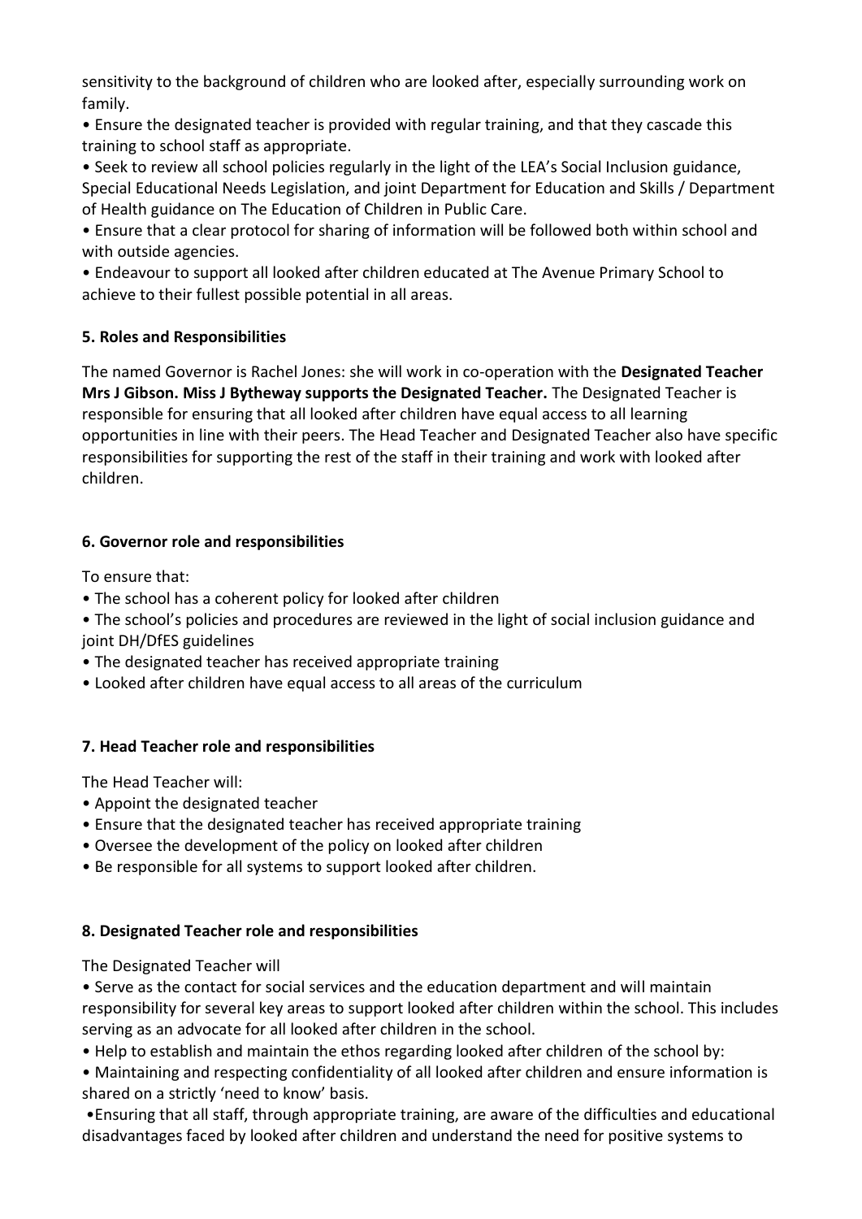sensitivity to the background of children who are looked after, especially surrounding work on family.

- Ensure the designated teacher is provided with regular training, and that they cascade this training to school staff as appropriate.
- Seek to review all school policies regularly in the light of the LEA's Social Inclusion guidance, Special Educational Needs Legislation, and joint Department for Education and Skills / Department of Health guidance on The Education of Children in Public Care.
- Ensure that a clear protocol for sharing of information will be followed both within school and with outside agencies.
- Endeavour to support all looked after children educated at The Avenue Primary School to achieve to their fullest possible potential in all areas.

**5. Roles and Responsibilities**

The named Governor is Rachel Jones: she will work in co-operation with the **Designated Teacher Mrs J Gibson. Miss J Bytheway supports the Designated Teacher.** The Designated Teacher is responsible for ensuring that all looked after children have equal access to all learning opportunities in line with their peers. The Head Teacher and Designated Teacher also have specific responsibilities for supporting the rest of the staff in their training and work with looked after children.

**6. Governor role and responsibilities**

To ensure that:

- The school has a coherent policy for looked after children
- The school's policies and procedures are reviewed in the light of social inclusion guidance and joint DH/DfES guidelines
- The designated teacher has received appropriate training
- Looked after children have equal access to all areas of the curriculum

**7. Head Teacher role and responsibilities**

The Head Teacher will:

- Appoint the designated teacher
- Ensure that the designated teacher has received appropriate training
- Oversee the development of the policy on looked after children
- Be responsible for all systems to support looked after children.

**8. Designated Teacher role and responsibilities**

The Designated Teacher will

- Serve as the contact for social services and the education department and will maintain responsibility for several key areas to support looked after children within the school. This includes serving as an advocate for all looked after children in the school.
- Help to establish and maintain the ethos regarding looked after children of the school by:
- Maintaining and respecting confidentiality of all looked after children and ensure information is shared on a strictly 'need to know' basis.
- Ensuring that all staff, through appropriate training, are aware of the difficulties and educational disadvantages faced by looked after children and understand the need for positive systems to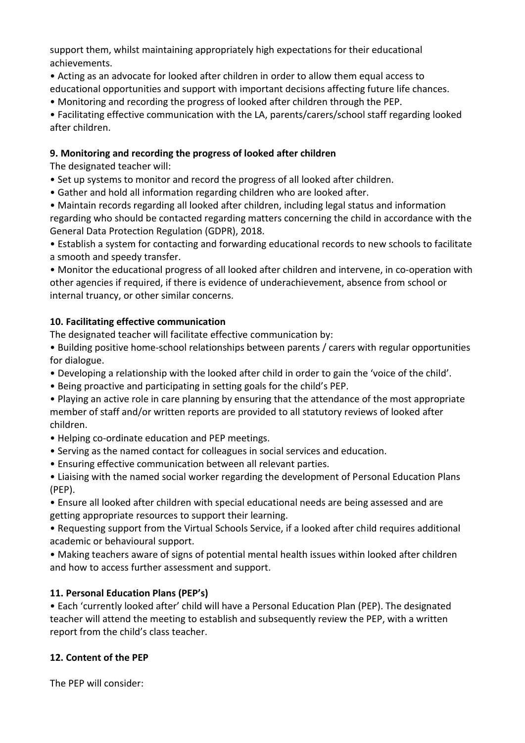support them, whilst maintaining appropriately high expectations for their educational achievements.

- Acting as an advocate for looked after children in order to allow them equal access to educational opportunities and support with important decisions affecting future life chances.
- Monitoring and recording the progress of looked after children through the PEP.
- Facilitating effective communication with the LA, parents/carers/school staff regarding looked after children.

## 9. Monitoring and recording the progress of looked after children

The designated teacher will:

- Set up systems to monitor and record the progress of all looked after children.
- Gather and hold all information regarding children who are looked after.
- Maintain records regarding all looked after children, including legal status and information regarding who should be contacted regarding matters concerning the child in accordance with the General Data Protection Regulation (GDPR), 2018.
- Establish a system for contacting and forwarding educational records to new schools to facilitate a smooth and speedy transfer.
- Monitor the educational progress of all looked after children and intervene, in co-operation with other agencies if required, if there is evidence of underachievement, absence from school or internal truancy, or other similar concerns.

## 10. Facilitating effective communication

The designated teacher will facilitate effective communication by:

- Building positive home-school relationships between parents / carers with regular opportunities for dialogue.
- Developing a relationship with the looked after child in order to gain the 'voice of the child'.
- Being proactive and participating in setting goals for the child's PEP.
- Playing an active role in care planning by ensuring that the attendance of the most appropriate member of staff and/or written reports are provided to all statutory reviews of looked after children.
- Helping co-ordinate education and PEP meetings.
- Serving as the named contact for colleagues in social services and education.
- Ensuring effective communication between all relevant parties.
- Liaising with the named social worker regarding the development of Personal Education Plans (PEP).
- Ensure all looked after children with special educational needs are being assessed and are getting appropriate resources to support their learning.
- Requesting support from the Virtual Schools Service, if a looked after child requires additional academic or behavioural support.
- Making teachers aware of signs of potential mental health issues within looked after children and how to access further assessment and support.

## 11. Personal Education Plans (PEP's)

- Each 'currently looked after' child will have a Personal Education Plan (PEP). The designated teacher will attend the meeting to establish and subsequently review the PEP, with a written report from the child's class teacher.

## 12. Content of the PEP

The PEP will consider: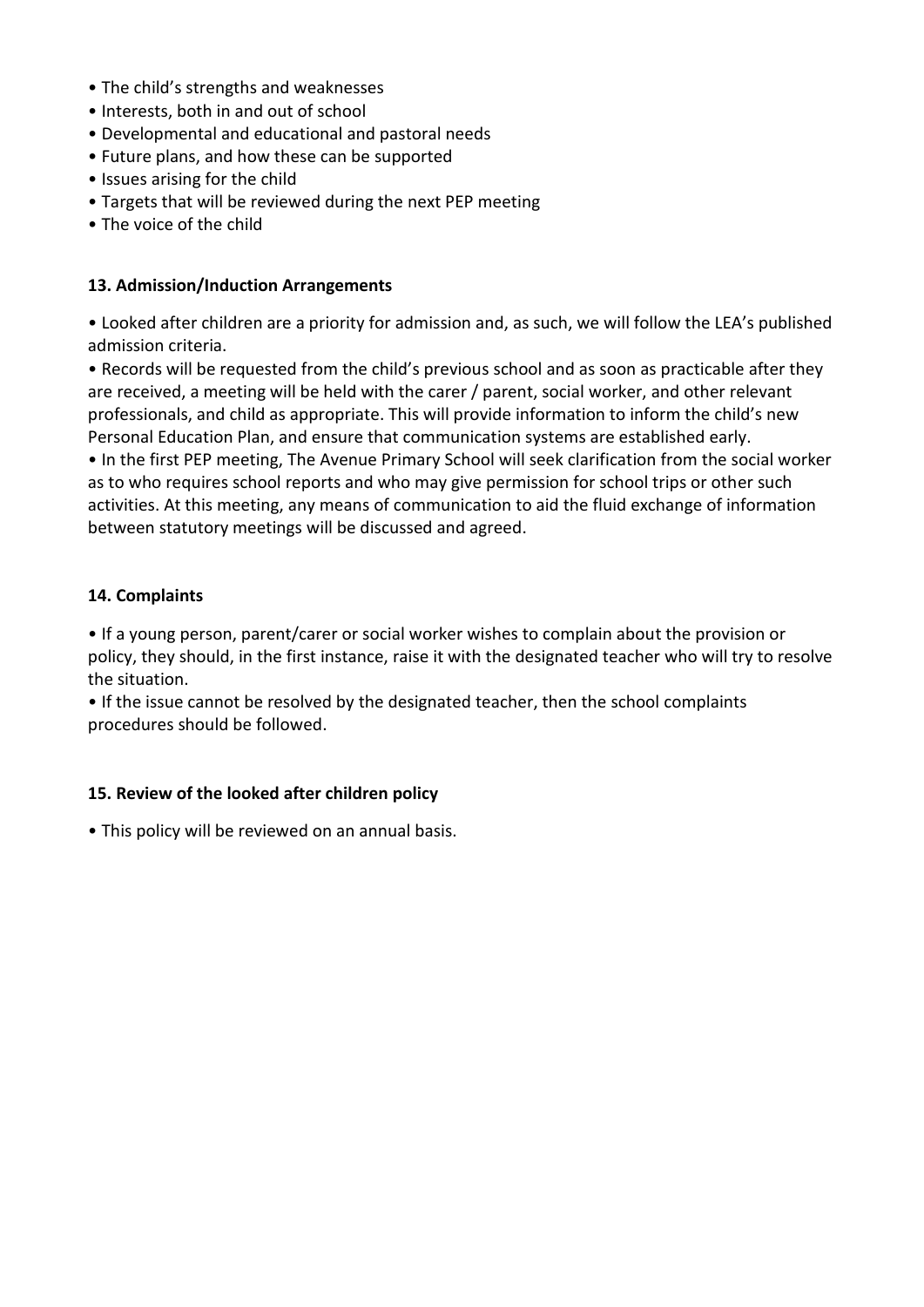- The child's strengths and weaknesses
- Interests, both in and out of school
- Developmental and educational and pastoral needs
- Future plans, and how these can be supported
- Issues arising for the child
- Targets that will be reviewed during the next PEP meeting
- The voice of the child

**13. Admission/Induction Arrangements**

- Looked after children are a priority for admission and, as such, we will follow the LEA's published admission criteria.
- Records will be requested from the child's previous school and as soon as practicable after they are received, a meeting will be held with the carer / parent, social worker, and other relevant professionals, and child as appropriate. This will provide information to inform the child's new Personal Education Plan, and ensure that communication systems are established early.
- In the first PEP meeting, The Avenue Primary School will seek clarification from the social worker as to who requires school reports and who may give permission for school trips or other such activities. At this meeting, any means of communication to aid the fluid exchange of information between statutory meetings will be discussed and agreed.

**14. Complaints**

- If a young person, parent/carer or social worker wishes to complain about the provision or policy, they should, in the first instance, raise it with the designated teacher who will try to resolve the situation.
- If the issue cannot be resolved by the designated teacher, then the school complaints procedures should be followed.

**15. Review of the looked after children policy**

- This policy will be reviewed on an annual basis.